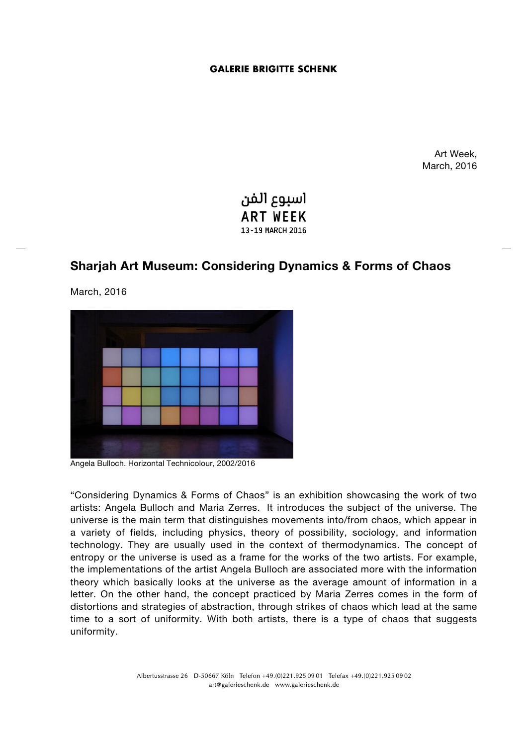GALERIE BRIGITTE SCHENK

Art Week,
March, 2016

اسبوع الفن
ART WEEK
13-19 MARCH 2016

## Sharjah Art Museum: Considering Dynamics & Forms of Chaos

March, 2016

Angela Bulloch. Horizontal Technicolour, 2002/2016

"Considering Dynamics & Forms of Chaos" is an exhibition showcasing the work of two artists: Angela Bulloch and Maria Zerres. It introduces the subject of the universe. The universe is the main term that distinguishes movements into/from chaos, which appear in a variety of fields, including physics, theory of possibility, sociology, and information technology. They are usually used in the context of thermodynamics. The concept of entropy or the universe is used as a frame for the works of the two artists. For example, the implementations of the artist Angela Bulloch are associated more with the information theory which basically looks at the universe as the average amount of information in a letter. On the other hand, the concept practiced by Maria Zerres comes in the form of distortions and strategies of abstraction, through strikes of chaos which lead at the same time to a sort of uniformity. With both artists, there is a type of chaos that suggests uniformity.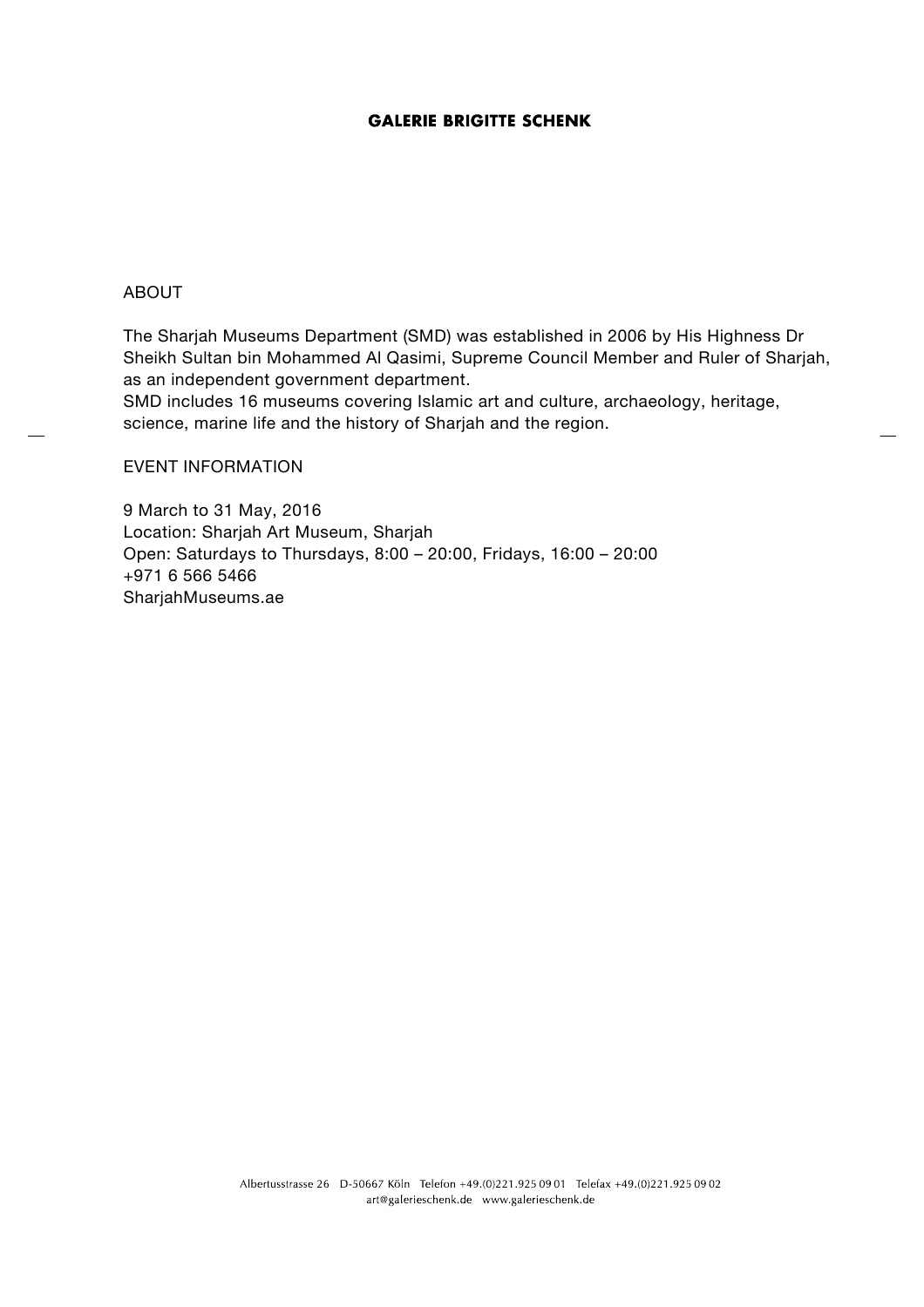## ABOUT

The Sharjah Museums Department (SMD) was established in 2006 by His Highness Dr Sheikh Sultan bin Mohammed Al Qasimi, Supreme Council Member and Ruler of Sharjah, as an independent government department.
SMD includes 16 museums covering Islamic art and culture, archaeology, heritage, science, marine life and the history of Sharjah and the region.

## EVENT INFORMATION

9 March to 31 May, 2016
Location: Sharjah Art Museum, Sharjah
Open: Saturdays to Thursdays, 8:00 – 20:00, Fridays, 16:00 – 20:00
+971 6 566 5466
SharjahMuseums.ae